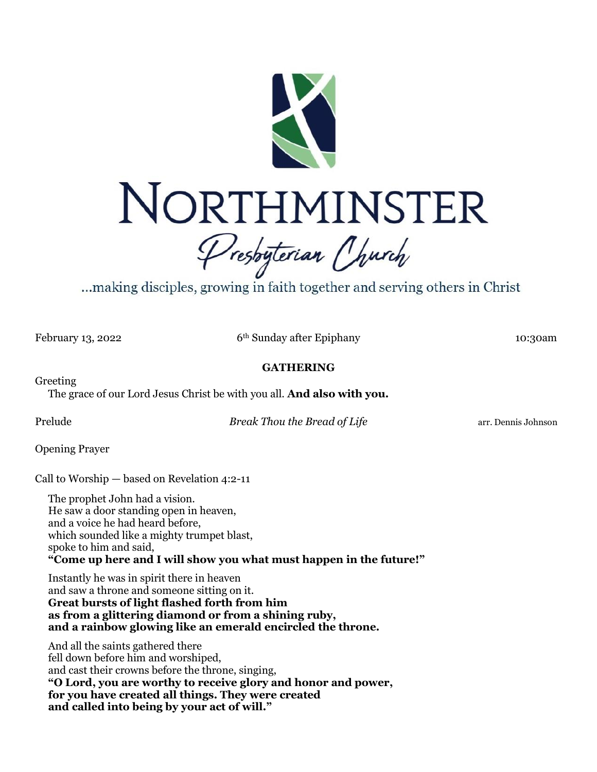# NORTHMINSTER

## Presbyterian Church

...making disciples, growing in faith together and serving others in Christ

February 13, 2022 — 6th Sunday after Epiphany — 10:30am

### GATHERING

Greeting

The grace of our Lord Jesus Christ be with you all. **And also with you.**

Prelude — *Break Thou the Bread of Life* — arr. Dennis Johnson

Opening Prayer

Call to Worship — based on Revelation 4:2-11

The prophet John had a vision.
He saw a door standing open in heaven,
and a voice he had heard before,
which sounded like a mighty trumpet blast,
spoke to him and said,
**"Come up here and I will show you what must happen in the future!"**

Instantly he was in spirit there in heaven
and saw a throne and someone sitting on it.
**Great bursts of light flashed forth from him**
**as from a glittering diamond or from a shining ruby,**
**and a rainbow glowing like an emerald encircled the throne.**

And all the saints gathered there
fell down before him and worshiped,
and cast their crowns before the throne, singing,
**"O Lord, you are worthy to receive glory and honor and power,**
**for you have created all things. They were created**
**and called into being by your act of will."**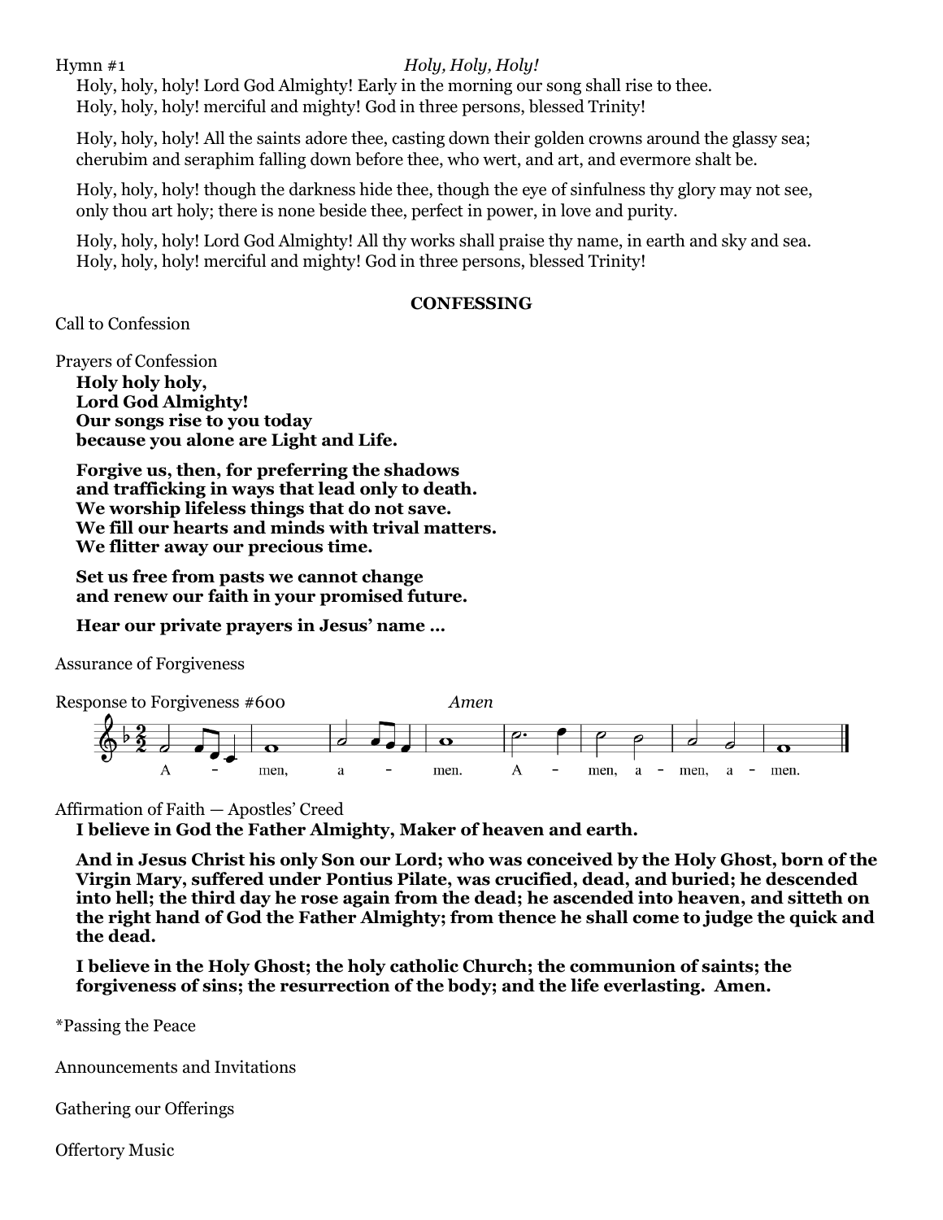Hymn #1 *Holy, Holy, Holy!*

Holy, holy, holy! Lord God Almighty! Early in the morning our song shall rise to thee.
Holy, holy, holy! merciful and mighty! God in three persons, blessed Trinity!

Holy, holy, holy! All the saints adore thee, casting down their golden crowns around the glassy sea;
cherubim and seraphim falling down before thee, who wert, and art, and evermore shalt be.

Holy, holy, holy! though the darkness hide thee, though the eye of sinfulness thy glory may not see,
only thou art holy; there is none beside thee, perfect in power, in love and purity.

Holy, holy, holy! Lord God Almighty! All thy works shall praise thy name, in earth and sky and sea.
Holy, holy, holy! merciful and mighty! God in three persons, blessed Trinity!

**CONFESSING**

Call to Confession

Prayers of Confession

**Holy holy holy,**
**Lord God Almighty!**
**Our songs rise to you today**
**because you alone are Light and Life.**

**Forgive us, then, for preferring the shadows**
**and trafficking in ways that lead only to death.**
**We worship lifeless things that do not save.**
**We fill our hearts and minds with trival matters.**
**We flitter away our precious time.**

**Set us free from pasts we cannot change**
**and renew our faith in your promised future.**

**Hear our private prayers in Jesus' name …**

Assurance of Forgiveness

Response to Forgiveness #600 *Amen*

A - men, a - men. A - men, a - men, a - men.

Affirmation of Faith — Apostles' Creed

**I believe in God the Father Almighty, Maker of heaven and earth.**

**And in Jesus Christ his only Son our Lord; who was conceived by the Holy Ghost, born of the Virgin Mary, suffered under Pontius Pilate, was crucified, dead, and buried; he descended into hell; the third day he rose again from the dead; he ascended into heaven, and sitteth on the right hand of God the Father Almighty; from thence he shall come to judge the quick and the dead.**

**I believe in the Holy Ghost; the holy catholic Church; the communion of saints; the forgiveness of sins; the resurrection of the body; and the life everlasting. Amen.**

*Passing the Peace

Announcements and Invitations

Gathering our Offerings

Offertory Music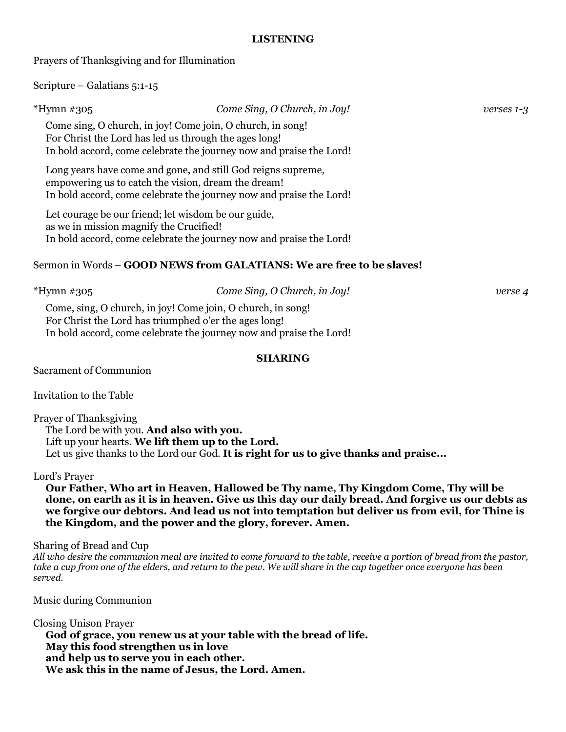## LISTENING

Prayers of Thanksgiving and for Illumination

Scripture – Galatians 5:1-15

*Hymn #305 *Come Sing, O Church, in Joy!* *verses 1-3*

Come sing, O church, in joy! Come join, O church, in song!
For Christ the Lord has led us through the ages long!
In bold accord, come celebrate the journey now and praise the Lord!

Long years have come and gone, and still God reigns supreme,
empowering us to catch the vision, dream the dream!
In bold accord, come celebrate the journey now and praise the Lord!

Let courage be our friend; let wisdom be our guide,
as we in mission magnify the Crucified!
In bold accord, come celebrate the journey now and praise the Lord!

Sermon in Words – **GOOD NEWS from GALATIANS: We are free to be slaves!**

*Hymn #305 *Come Sing, O Church, in Joy!* *verse 4*

Come, sing, O church, in joy! Come join, O church, in song!
For Christ the Lord has triumphed o'er the ages long!
In bold accord, come celebrate the journey now and praise the Lord!

## SHARING

Sacrament of Communion

Invitation to the Table

Prayer of Thanksgiving

The Lord be with you. **And also with you.**
Lift up your hearts. **We lift them up to the Lord.**
Let us give thanks to the Lord our God. **It is right for us to give thanks and praise…**

Lord's Prayer

**Our Father, Who art in Heaven, Hallowed be Thy name, Thy Kingdom Come, Thy will be done, on earth as it is in heaven. Give us this day our daily bread. And forgive us our debts as we forgive our debtors. And lead us not into temptation but deliver us from evil, for Thine is the Kingdom, and the power and the glory, forever. Amen.**

Sharing of Bread and Cup

*All who desire the communion meal are invited to come forward to the table, receive a portion of bread from the pastor, take a cup from one of the elders, and return to the pew. We will share in the cup together once everyone has been served.*

Music during Communion

Closing Unison Prayer

**God of grace, you renew us at your table with the bread of life.**
**May this food strengthen us in love**
**and help us to serve you in each other.**
**We ask this in the name of Jesus, the Lord. Amen.**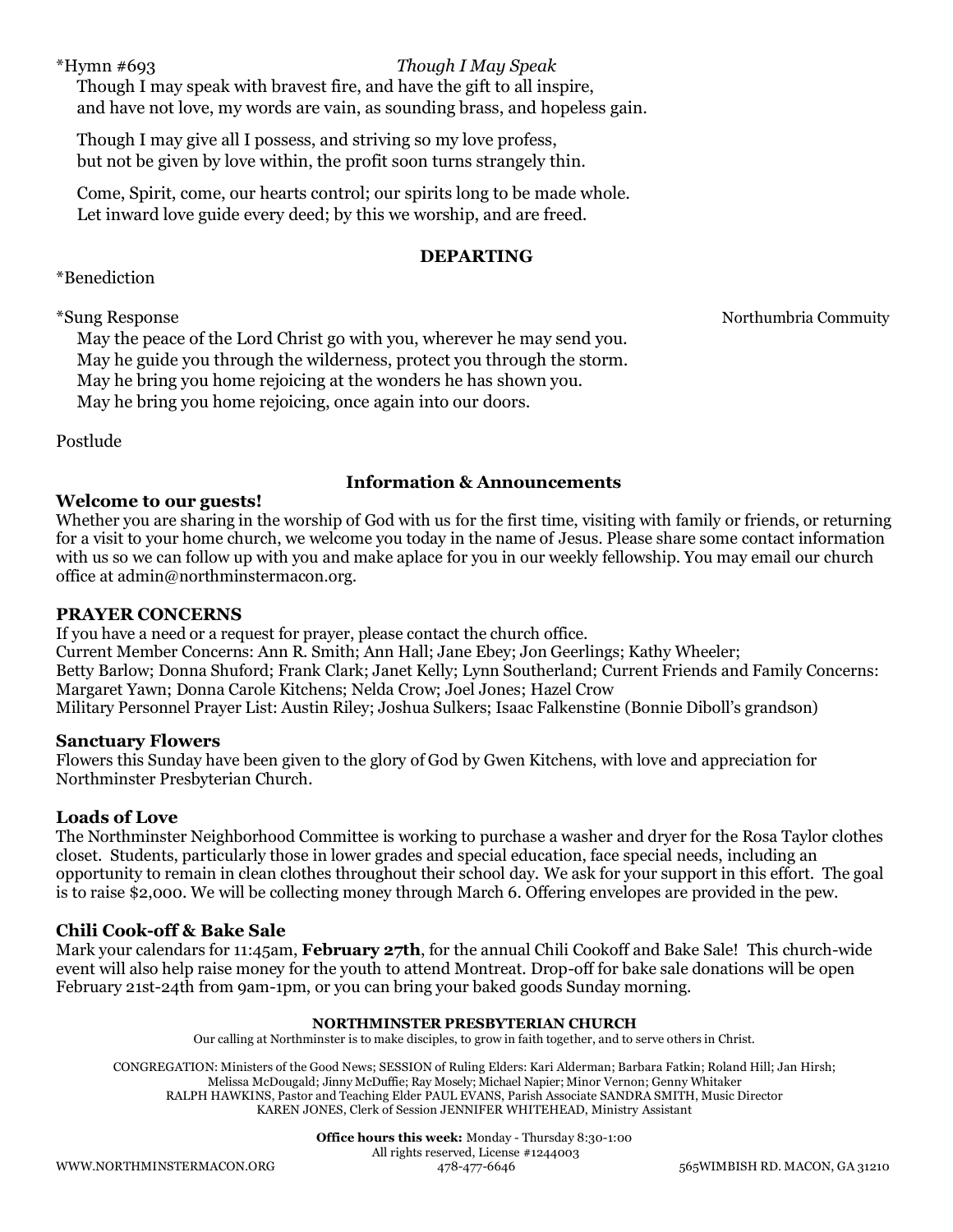*Hymn #693 *Though I May Speak*

Though I may speak with bravest fire, and have the gift to all inspire,
and have not love, my words are vain, as sounding brass, and hopeless gain.

Though I may give all I possess, and striving so my love profess,
but not be given by love within, the profit soon turns strangely thin.

Come, Spirit, come, our hearts control; our spirits long to be made whole.
Let inward love guide every deed; by this we worship, and are freed.

**DEPARTING**

*Benediction

*Sung Response Northumbria Commuity

May the peace of the Lord Christ go with you, wherever he may send you.
May he guide you through the wilderness, protect you through the storm.
May he bring you home rejoicing at the wonders he has shown you.
May he bring you home rejoicing, once again into our doors.

Postlude

## Information & Announcements

### Welcome to our guests!

Whether you are sharing in the worship of God with us for the first time, visiting with family or friends, or returning for a visit to your home church, we welcome you today in the name of Jesus. Please share some contact information with us so we can follow up with you and make aplace for you in our weekly fellowship. You may email our church office at admin@northminstermacon.org.

### PRAYER CONCERNS

If you have a need or a request for prayer, please contact the church office.
Current Member Concerns: Ann R. Smith; Ann Hall; Jane Ebey; Jon Geerlings; Kathy Wheeler; Betty Barlow; Donna Shuford; Frank Clark; Janet Kelly; Lynn Southerland; Current Friends and Family Concerns: Margaret Yawn; Donna Carole Kitchens; Nelda Crow; Joel Jones; Hazel Crow
Military Personnel Prayer List: Austin Riley; Joshua Sulkers; Isaac Falkenstine (Bonnie Diboll's grandson)

### Sanctuary Flowers

Flowers this Sunday have been given to the glory of God by Gwen Kitchens, with love and appreciation for Northminster Presbyterian Church.

### Loads of Love

The Northminster Neighborhood Committee is working to purchase a washer and dryer for the Rosa Taylor clothes closet. Students, particularly those in lower grades and special education, face special needs, including an opportunity to remain in clean clothes throughout their school day. We ask for your support in this effort. The goal is to raise $2,000. We will be collecting money through March 6. Offering envelopes are provided in the pew.

### Chili Cook-off & Bake Sale

Mark your calendars for 11:45am, **February 27th**, for the annual Chili Cookoff and Bake Sale! This church-wide event will also help raise money for the youth to attend Montreat. Drop-off for bake sale donations will be open February 21st-24th from 9am-1pm, or you can bring your baked goods Sunday morning.

**NORTHMINSTER PRESBYTERIAN CHURCH**

Our calling at Northminster is to make disciples, to grow in faith together, and to serve others in Christ.

CONGREGATION: Ministers of the Good News; SESSION of Ruling Elders: Kari Alderman; Barbara Fatkin; Roland Hill; Jan Hirsh; Melissa McDougald; Jinny McDuffie; Ray Mosely; Michael Napier; Minor Vernon; Genny Whitaker
RALPH HAWKINS, Pastor and Teaching Elder PAUL EVANS, Parish Associate SANDRA SMITH, Music Director
KAREN JONES, Clerk of Session JENNIFER WHITEHEAD, Ministry Assistant

**Office hours this week:** Monday - Thursday 8:30-1:00
All rights reserved, License #1244003

WWW.NORTHMINSTERMACON.ORG 478-477-6646 565WIMBISH RD. MACON, GA 31210